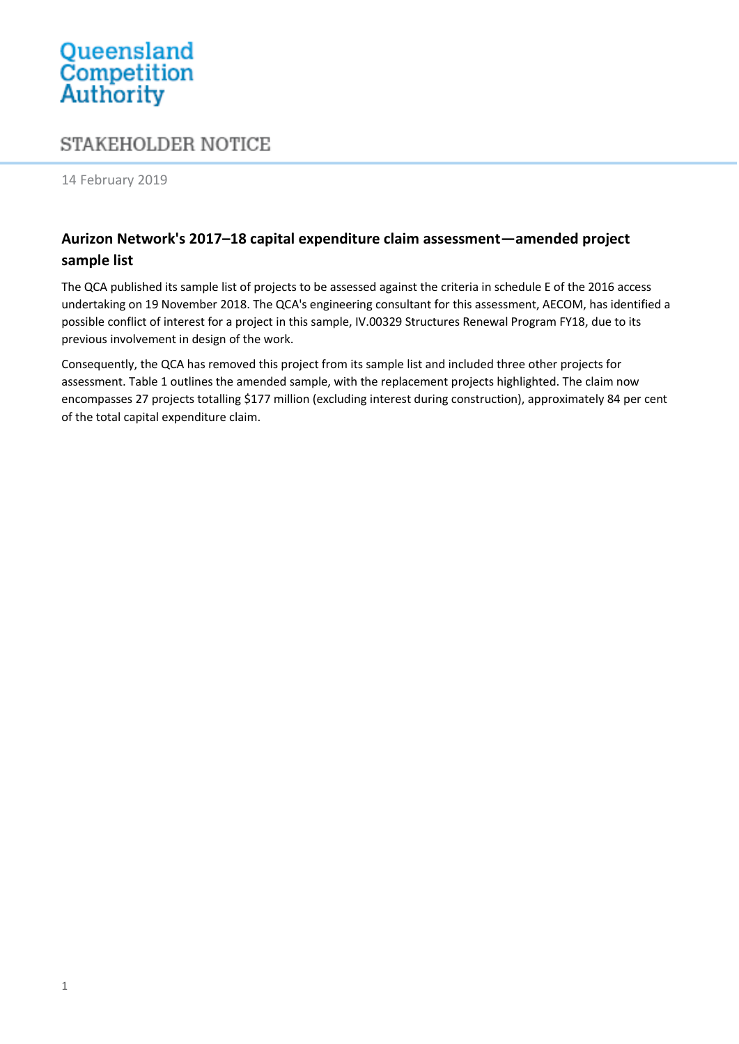Queensland Competition Authority

# STAKEHOLDER NOTICE

14 February 2019

## Aurizon Network's 2017–18 capital expenditure claim assessment—amended project sample list

The QCA published its sample list of projects to be assessed against the criteria in schedule E of the 2016 access undertaking on 19 November 2018. The QCA's engineering consultant for this assessment, AECOM, has identified a possible conflict of interest for a project in this sample, IV.00329 Structures Renewal Program FY18, due to its previous involvement in design of the work.

Consequently, the QCA has removed this project from its sample list and included three other projects for assessment. Table 1 outlines the amended sample, with the replacement projects highlighted. The claim now encompasses 27 projects totalling $177 million (excluding interest during construction), approximately 84 per cent of the total capital expenditure claim.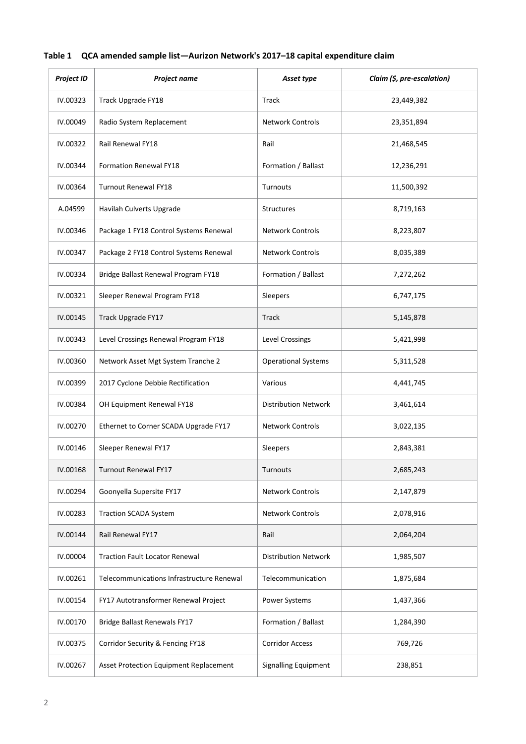**Table 1 QCA amended sample list—Aurizon Network's 2017–18 capital expenditure claim**

| *Project ID* | *Project name* | *Asset type* | *Claim ($, pre-escalation)* |
|---|---|---|---|
| IV.00323 | Track Upgrade FY18 | Track | 23,449,382 |
| IV.00049 | Radio System Replacement | Network Controls | 23,351,894 |
| IV.00322 | Rail Renewal FY18 | Rail | 21,468,545 |
| IV.00344 | Formation Renewal FY18 | Formation / Ballast | 12,236,291 |
| IV.00364 | Turnout Renewal FY18 | Turnouts | 11,500,392 |
| A.04599 | Havilah Culverts Upgrade | Structures | 8,719,163 |
| IV.00346 | Package 1 FY18 Control Systems Renewal | Network Controls | 8,223,807 |
| IV.00347 | Package 2 FY18 Control Systems Renewal | Network Controls | 8,035,389 |
| IV.00334 | Bridge Ballast Renewal Program FY18 | Formation / Ballast | 7,272,262 |
| IV.00321 | Sleeper Renewal Program FY18 | Sleepers | 6,747,175 |
| IV.00145 | Track Upgrade FY17 | Track | 5,145,878 |
| IV.00343 | Level Crossings Renewal Program FY18 | Level Crossings | 5,421,998 |
| IV.00360 | Network Asset Mgt System Tranche 2 | Operational Systems | 5,311,528 |
| IV.00399 | 2017 Cyclone Debbie Rectification | Various | 4,441,745 |
| IV.00384 | OH Equipment Renewal FY18 | Distribution Network | 3,461,614 |
| IV.00270 | Ethernet to Corner SCADA Upgrade FY17 | Network Controls | 3,022,135 |
| IV.00146 | Sleeper Renewal FY17 | Sleepers | 2,843,381 |
| IV.00168 | Turnout Renewal FY17 | Turnouts | 2,685,243 |
| IV.00294 | Goonyella Supersite FY17 | Network Controls | 2,147,879 |
| IV.00283 | Traction SCADA System | Network Controls | 2,078,916 |
| IV.00144 | Rail Renewal FY17 | Rail | 2,064,204 |
| IV.00004 | Traction Fault Locator Renewal | Distribution Network | 1,985,507 |
| IV.00261 | Telecommunications Infrastructure Renewal | Telecommunication | 1,875,684 |
| IV.00154 | FY17 Autotransformer Renewal Project | Power Systems | 1,437,366 |
| IV.00170 | Bridge Ballast Renewals FY17 | Formation / Ballast | 1,284,390 |
| IV.00375 | Corridor Security & Fencing FY18 | Corridor Access | 769,726 |
| IV.00267 | Asset Protection Equipment Replacement | Signalling Equipment | 238,851 |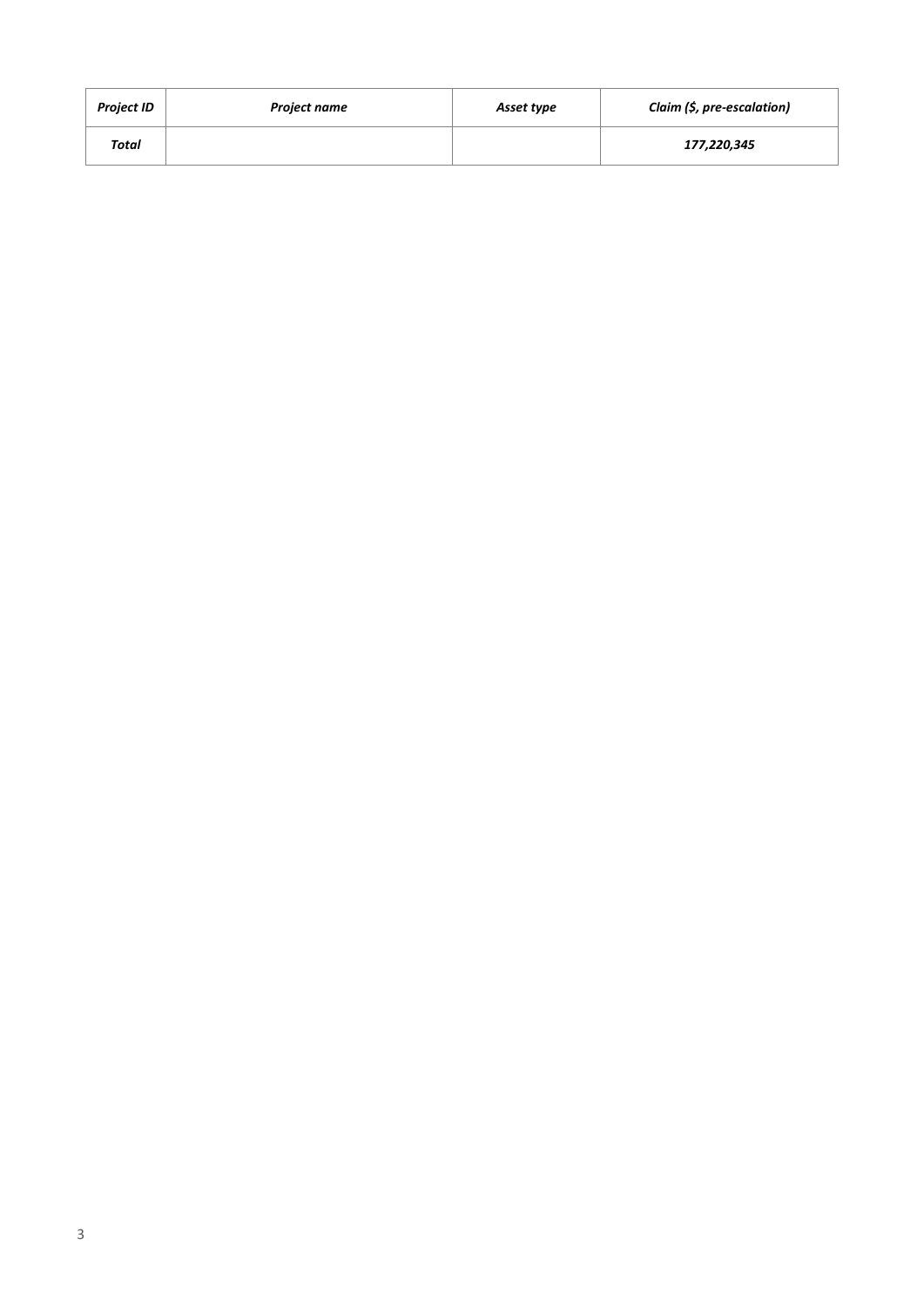| ***Project ID*** | ***Project name*** | ***Asset type*** | ***Claim ($, pre-escalation)*** |
| --- | --- | --- | --- |
| ***Total*** | | | ***177,220,345*** |